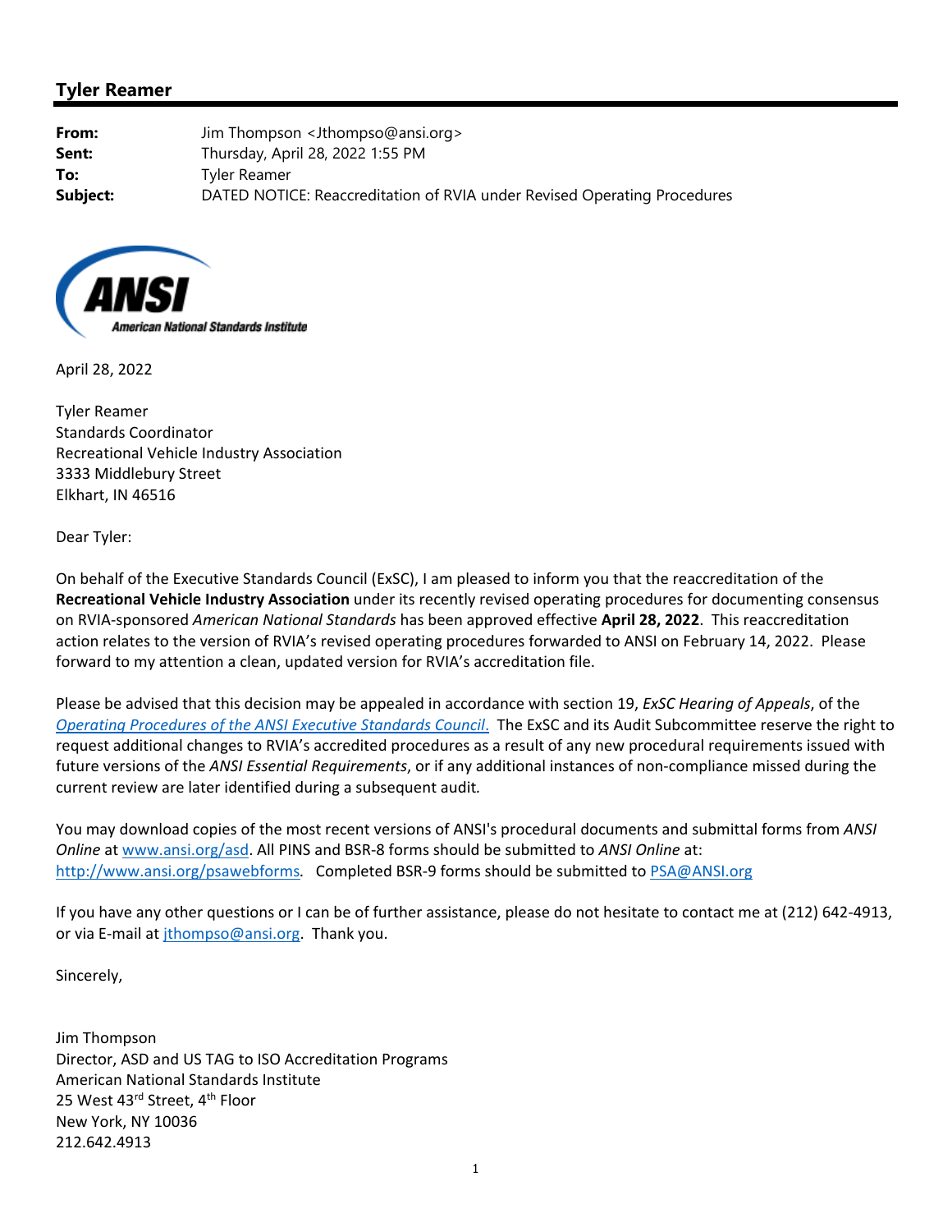## Tyler Reamer

**From:** Jim Thompson <Jthompso@ansi.org>
**Sent:** Thursday, April 28, 2022 1:55 PM
**To:** Tyler Reamer
**Subject:** DATED NOTICE: Reaccreditation of RVIA under Revised Operating Procedures

ANSI American National Standards Institute

April 28, 2022

Tyler Reamer
Standards Coordinator
Recreational Vehicle Industry Association
3333 Middlebury Street
Elkhart, IN 46516

Dear Tyler:

On behalf of the Executive Standards Council (ExSC), I am pleased to inform you that the reaccreditation of the **Recreational Vehicle Industry Association** under its recently revised operating procedures for documenting consensus on RVIA-sponsored *American National Standards* has been approved effective **April 28, 2022**. This reaccreditation action relates to the version of RVIA's revised operating procedures forwarded to ANSI on February 14, 2022. Please forward to my attention a clean, updated version for RVIA's accreditation file.

Please be advised that this decision may be appealed in accordance with section 19, *ExSC Hearing of Appeals*, of the *Operating Procedures of the ANSI Executive Standards Council.* The ExSC and its Audit Subcommittee reserve the right to request additional changes to RVIA's accredited procedures as a result of any new procedural requirements issued with future versions of the *ANSI Essential Requirements*, or if any additional instances of non-compliance missed during the current review are later identified during a subsequent audit.

You may download copies of the most recent versions of ANSI's procedural documents and submittal forms from *ANSI Online* at www.ansi.org/asd. All PINS and BSR-8 forms should be submitted to *ANSI Online* at: http://www.ansi.org/psawebforms. Completed BSR-9 forms should be submitted to PSA@ANSI.org

If you have any other questions or I can be of further assistance, please do not hesitate to contact me at (212) 642-4913, or via E-mail at jthompso@ansi.org. Thank you.

Sincerely,

Jim Thompson
Director, ASD and US TAG to ISO Accreditation Programs
American National Standards Institute
25 West 43rd Street, 4th Floor
New York, NY 10036
212.642.4913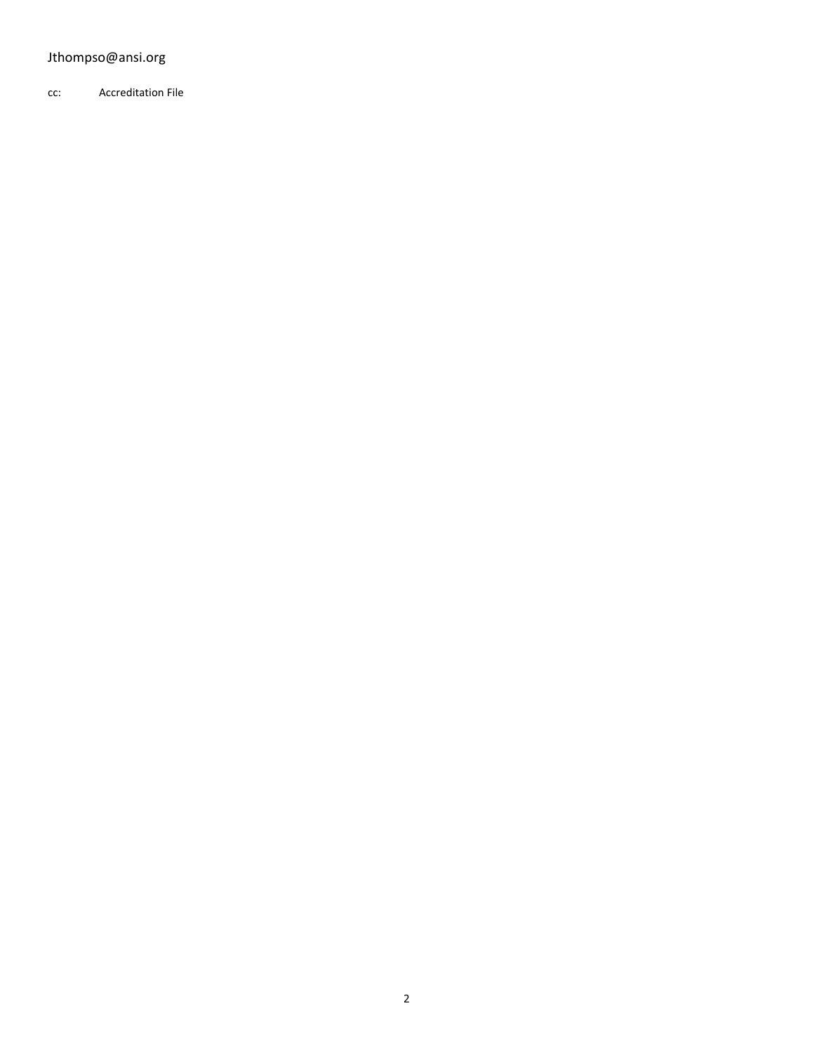Jthompso@ansi.org

cc: Accreditation File